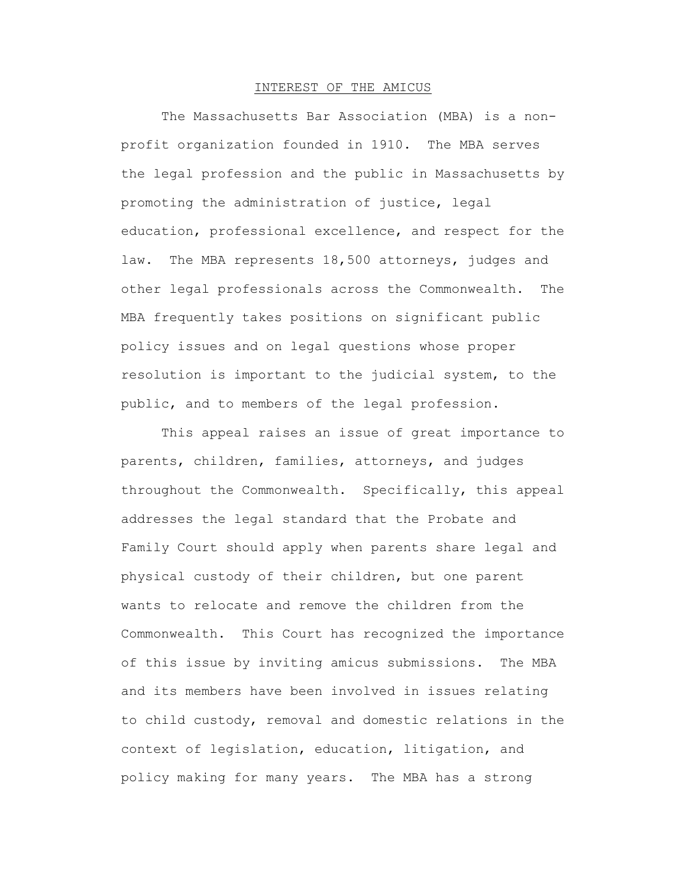## INTEREST OF THE AMICUS

The Massachusetts Bar Association (MBA) is a non-profit organization founded in 1910. The MBA serves the legal profession and the public in Massachusetts by promoting the administration of justice, legal education, professional excellence, and respect for the law. The MBA represents 18,500 attorneys, judges and other legal professionals across the Commonwealth. The MBA frequently takes positions on significant public policy issues and on legal questions whose proper resolution is important to the judicial system, to the public, and to members of the legal profession.

This appeal raises an issue of great importance to parents, children, families, attorneys, and judges throughout the Commonwealth. Specifically, this appeal addresses the legal standard that the Probate and Family Court should apply when parents share legal and physical custody of their children, but one parent wants to relocate and remove the children from the Commonwealth. This Court has recognized the importance of this issue by inviting amicus submissions. The MBA and its members have been involved in issues relating to child custody, removal and domestic relations in the context of legislation, education, litigation, and policy making for many years. The MBA has a strong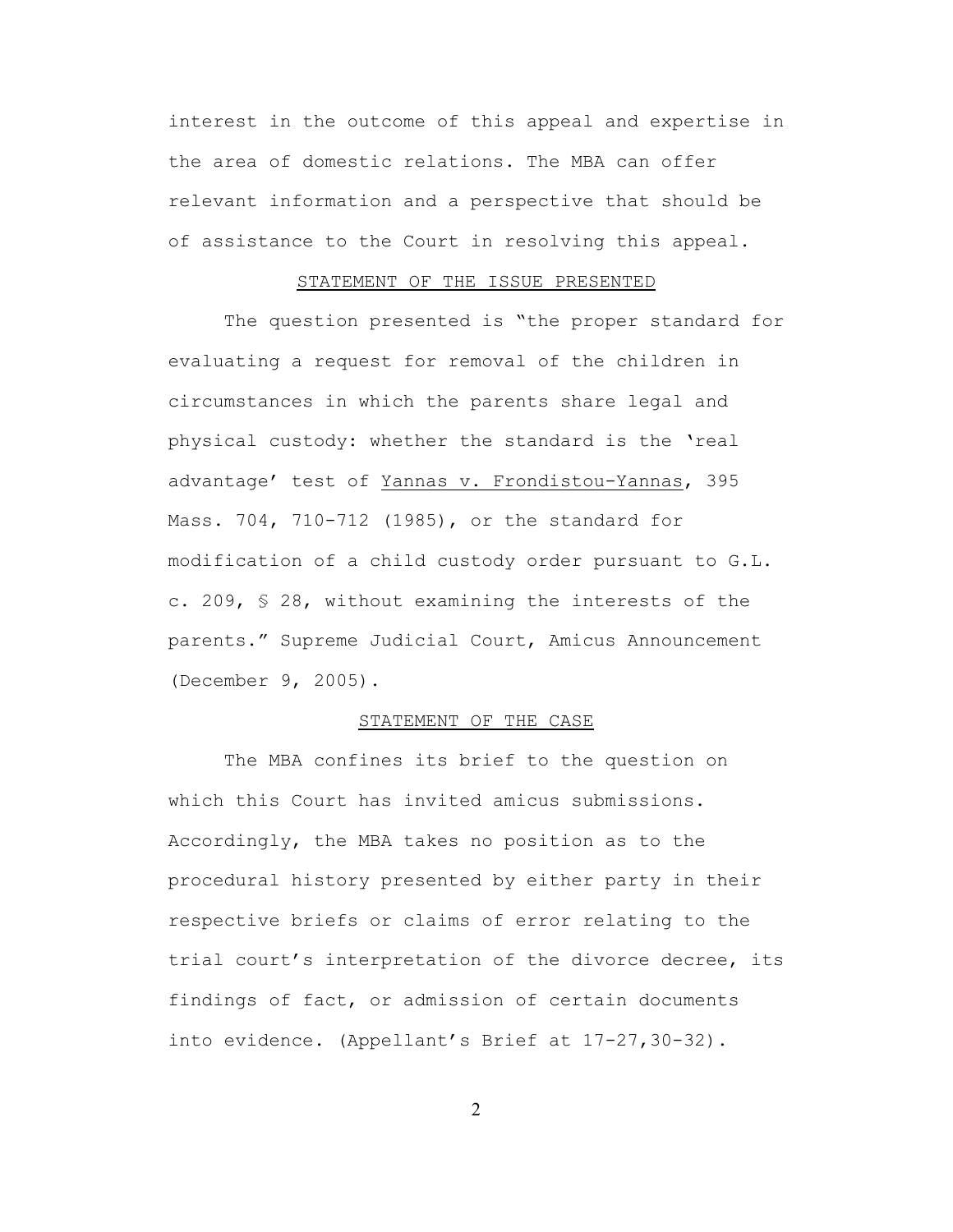interest in the outcome of this appeal and expertise in the area of domestic relations. The MBA can offer relevant information and a perspective that should be of assistance to the Court in resolving this appeal.

## STATEMENT OF THE ISSUE PRESENTED

The question presented is "the proper standard for evaluating a request for removal of the children in circumstances in which the parents share legal and physical custody: whether the standard is the 'real advantage' test of Yannas v. Frondistou-Yannas, 395 Mass. 704, 710-712 (1985), or the standard for modification of a child custody order pursuant to G.L. c. 209, § 28, without examining the interests of the parents." Supreme Judicial Court, Amicus Announcement (December 9, 2005).

## STATEMENT OF THE CASE

The MBA confines its brief to the question on which this Court has invited amicus submissions. Accordingly, the MBA takes no position as to the procedural history presented by either party in their respective briefs or claims of error relating to the trial court's interpretation of the divorce decree, its findings of fact, or admission of certain documents into evidence. (Appellant's Brief at 17-27,30-32).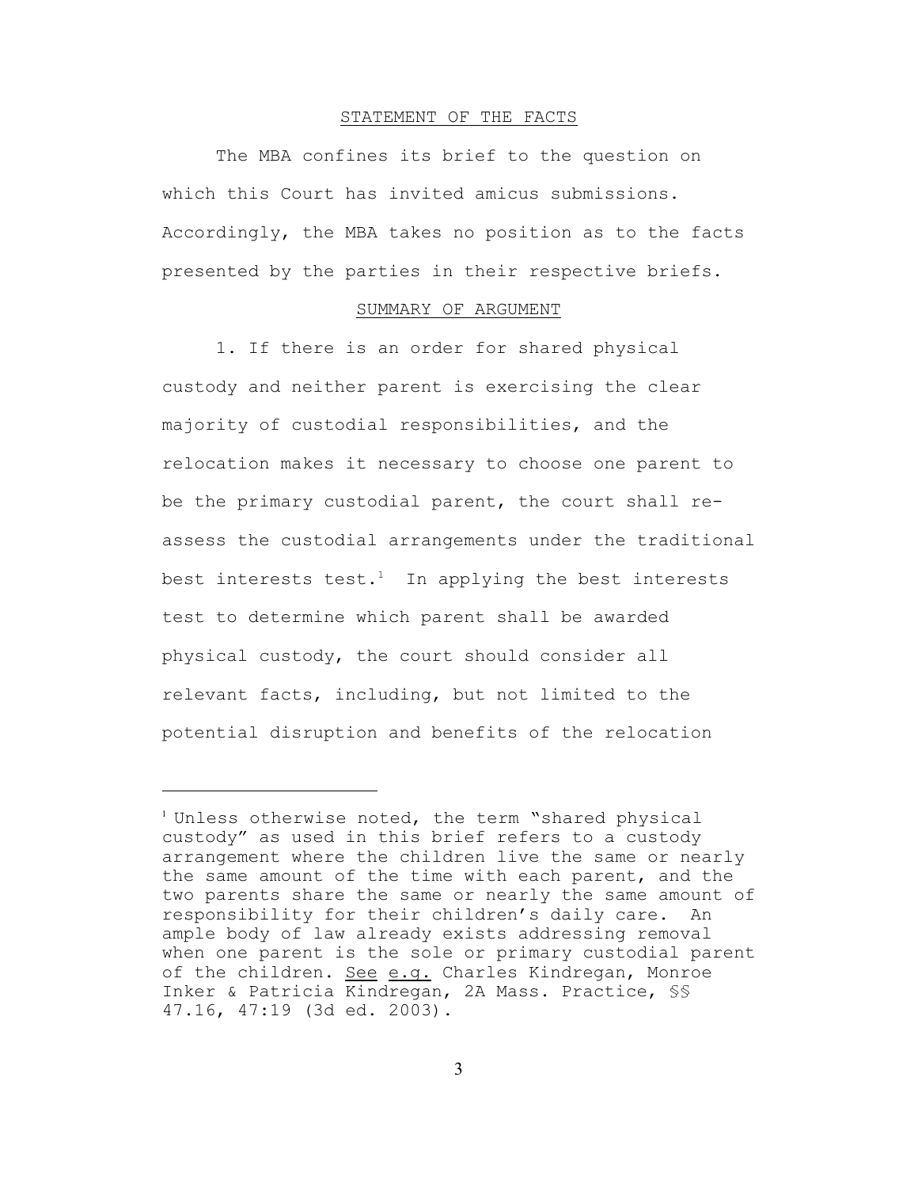## STATEMENT OF THE FACTS

The MBA confines its brief to the question on which this Court has invited amicus submissions. Accordingly, the MBA takes no position as to the facts presented by the parties in their respective briefs.

## SUMMARY OF ARGUMENT

1. If there is an order for shared physical custody and neither parent is exercising the clear majority of custodial responsibilities, and the relocation makes it necessary to choose one parent to be the primary custodial parent, the court shall re-assess the custodial arrangements under the traditional best interests test.[1] In applying the best interests test to determine which parent shall be awarded physical custody, the court should consider all relevant facts, including, but not limited to the potential disruption and benefits of the relocation

---

[1] Unless otherwise noted, the term "shared physical custody" as used in this brief refers to a custody arrangement where the children live the same or nearly the same amount of the time with each parent, and the two parents share the same or nearly the same amount of responsibility for their children's daily care. An ample body of law already exists addressing removal when one parent is the sole or primary custodial parent of the children. See e.g. Charles Kindregan, Monroe Inker & Patricia Kindregan, 2A Mass. Practice, §§ 47.16, 47:19 (3d ed. 2003).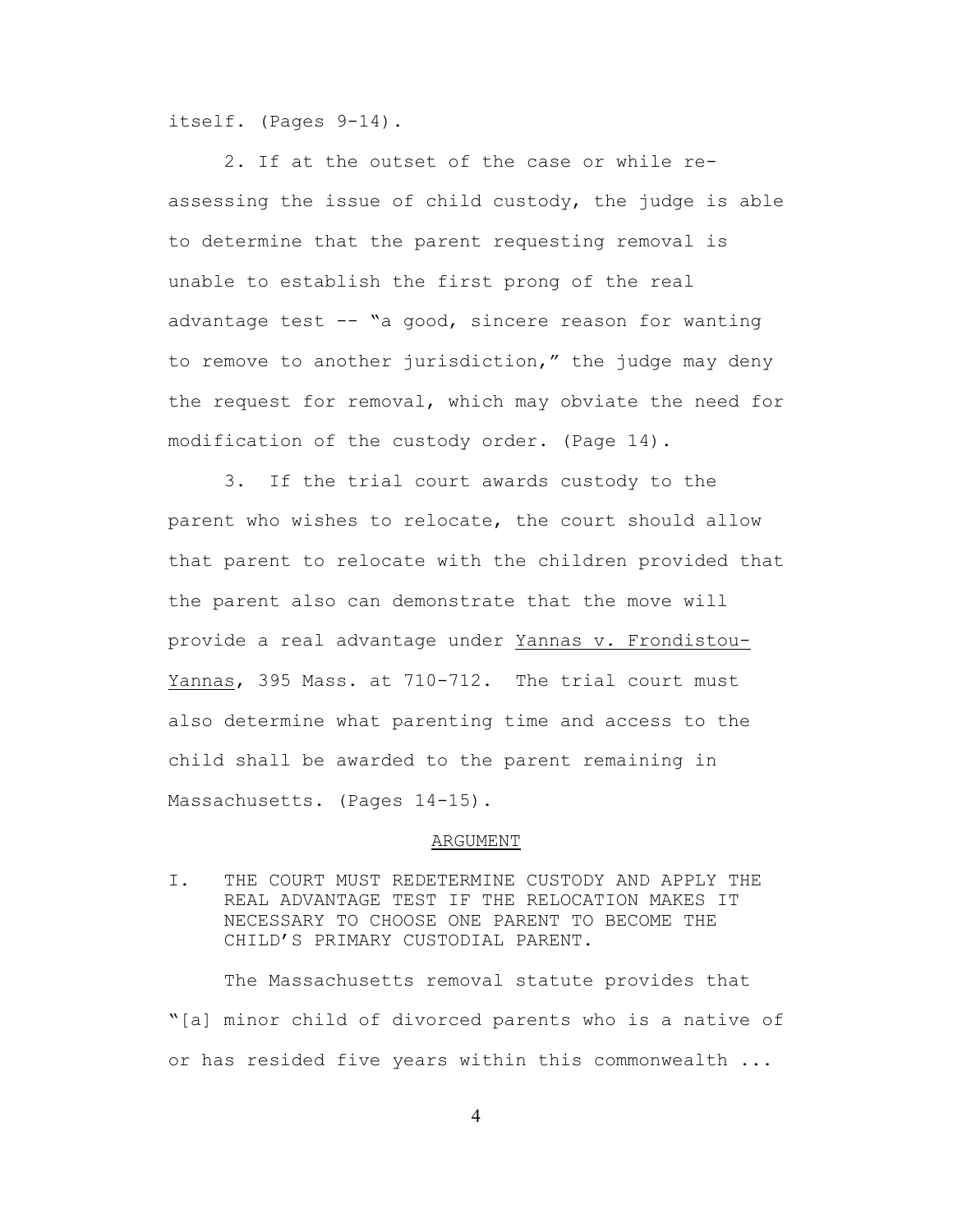itself. (Pages 9-14).

2. If at the outset of the case or while re-assessing the issue of child custody, the judge is able to determine that the parent requesting removal is unable to establish the first prong of the real advantage test -- "a good, sincere reason for wanting to remove to another jurisdiction," the judge may deny the request for removal, which may obviate the need for modification of the custody order. (Page 14).

3. If the trial court awards custody to the parent who wishes to relocate, the court should allow that parent to relocate with the children provided that the parent also can demonstrate that the move will provide a real advantage under Yannas v. Frondistou-Yannas, 395 Mass. at 710-712. The trial court must also determine what parenting time and access to the child shall be awarded to the parent remaining in Massachusetts. (Pages 14-15).

## ARGUMENT

### I. THE COURT MUST REDETERMINE CUSTODY AND APPLY THE REAL ADVANTAGE TEST IF THE RELOCATION MAKES IT NECESSARY TO CHOOSE ONE PARENT TO BECOME THE CHILD'S PRIMARY CUSTODIAL PARENT.

The Massachusetts removal statute provides that "[a] minor child of divorced parents who is a native of or has resided five years within this commonwealth ...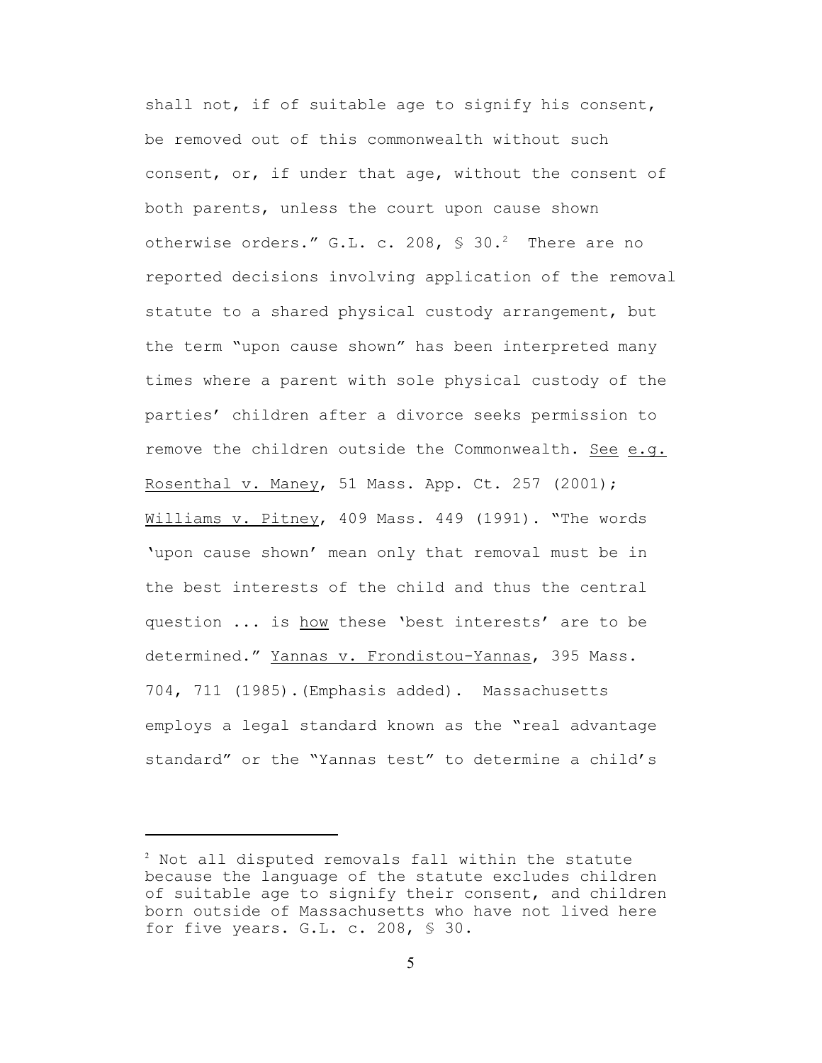shall not, if of suitable age to signify his consent, be removed out of this commonwealth without such consent, or, if under that age, without the consent of both parents, unless the court upon cause shown otherwise orders." G.L. c. 208, § 30.[2] There are no reported decisions involving application of the removal statute to a shared physical custody arrangement, but the term "upon cause shown" has been interpreted many times where a parent with sole physical custody of the parties' children after a divorce seeks permission to remove the children outside the Commonwealth. See e.g. Rosenthal v. Maney, 51 Mass. App. Ct. 257 (2001); Williams v. Pitney, 409 Mass. 449 (1991). "The words 'upon cause shown' mean only that removal must be in the best interests of the child and thus the central question ... is how these 'best interests' are to be determined." Yannas v. Frondistou-Yannas, 395 Mass. 704, 711 (1985).(Emphasis added). Massachusetts employs a legal standard known as the "real advantage standard" or the "Yannas test" to determine a child's

[2] Not all disputed removals fall within the statute because the language of the statute excludes children of suitable age to signify their consent, and children born outside of Massachusetts who have not lived here for five years. G.L. c. 208, § 30.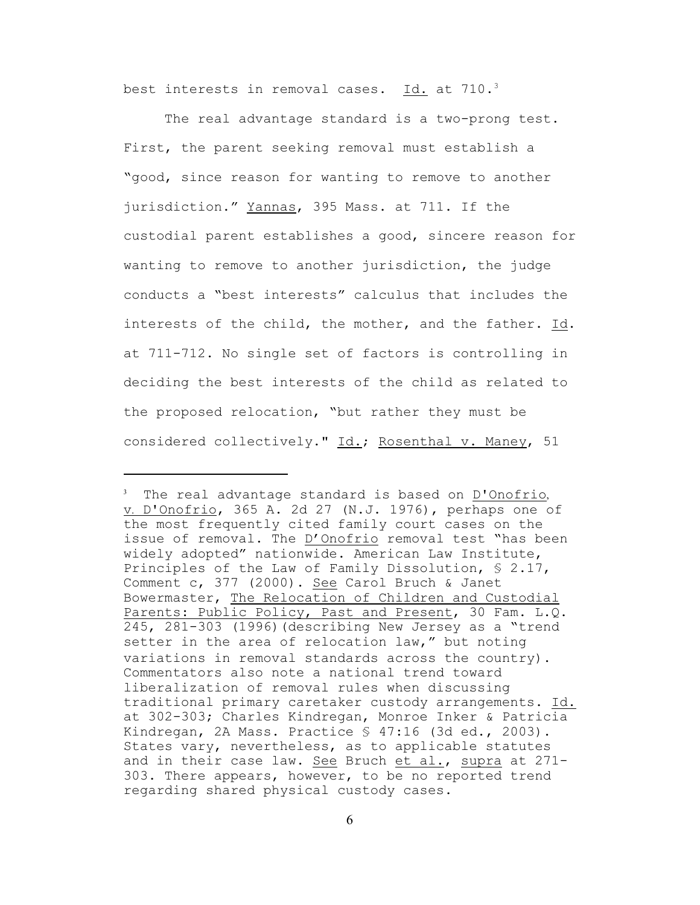best interests in removal cases. Id. at 710.[3]

The real advantage standard is a two-prong test. First, the parent seeking removal must establish a "good, since reason for wanting to remove to another jurisdiction." Yannas, 395 Mass. at 711. If the custodial parent establishes a good, sincere reason for wanting to remove to another jurisdiction, the judge conducts a "best interests" calculus that includes the interests of the child, the mother, and the father. Id. at 711-712. No single set of factors is controlling in deciding the best interests of the child as related to the proposed relocation, "but rather they must be considered collectively." Id.; Rosenthal v. Maney, 51

---

[3] The real advantage standard is based on D'Onofrio, v. D'Onofrio, 365 A. 2d 27 (N.J. 1976), perhaps one of the most frequently cited family court cases on the issue of removal. The D'Onofrio removal test "has been widely adopted" nationwide. American Law Institute, Principles of the Law of Family Dissolution, § 2.17, Comment c, 377 (2000). See Carol Bruch & Janet Bowermaster, The Relocation of Children and Custodial Parents: Public Policy, Past and Present, 30 Fam. L.Q. 245, 281-303 (1996)(describing New Jersey as a "trend setter in the area of relocation law," but noting variations in removal standards across the country). Commentators also note a national trend toward liberalization of removal rules when discussing traditional primary caretaker custody arrangements. Id. at 302-303; Charles Kindregan, Monroe Inker & Patricia Kindregan, 2A Mass. Practice § 47:16 (3d ed., 2003). States vary, nevertheless, as to applicable statutes and in their case law. See Bruch et al., supra at 271-303. There appears, however, to be no reported trend regarding shared physical custody cases.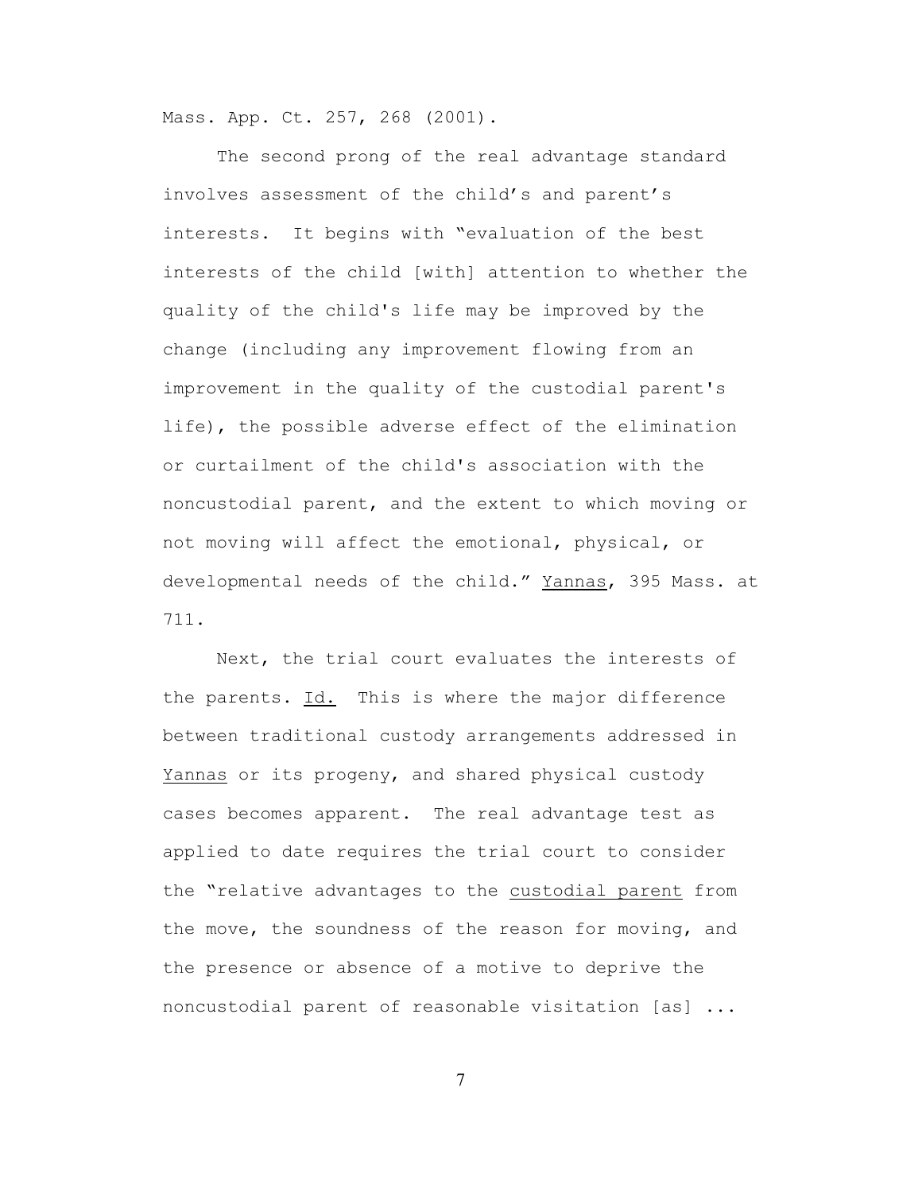Mass. App. Ct. 257, 268 (2001).

The second prong of the real advantage standard involves assessment of the child's and parent's interests. It begins with "evaluation of the best interests of the child [with] attention to whether the quality of the child's life may be improved by the change (including any improvement flowing from an improvement in the quality of the custodial parent's life), the possible adverse effect of the elimination or curtailment of the child's association with the noncustodial parent, and the extent to which moving or not moving will affect the emotional, physical, or developmental needs of the child." Yannas, 395 Mass. at 711.

Next, the trial court evaluates the interests of the parents. Id. This is where the major difference between traditional custody arrangements addressed in Yannas or its progeny, and shared physical custody cases becomes apparent. The real advantage test as applied to date requires the trial court to consider the "relative advantages to the custodial parent from the move, the soundness of the reason for moving, and the presence or absence of a motive to deprive the noncustodial parent of reasonable visitation [as] ...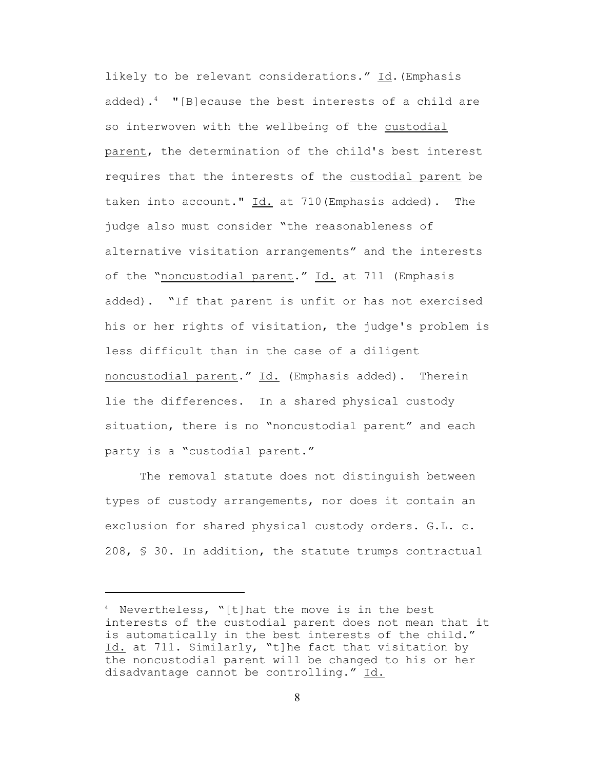likely to be relevant considerations." Id.(Emphasis added).[4] "[B]ecause the best interests of a child are so interwoven with the wellbeing of the custodial parent, the determination of the child's best interest requires that the interests of the custodial parent be taken into account." Id. at 710(Emphasis added). The judge also must consider "the reasonableness of alternative visitation arrangements" and the interests of the "noncustodial parent." Id. at 711 (Emphasis added). "If that parent is unfit or has not exercised his or her rights of visitation, the judge's problem is less difficult than in the case of a diligent noncustodial parent." Id. (Emphasis added). Therein lie the differences. In a shared physical custody situation, there is no "noncustodial parent" and each party is a "custodial parent."

The removal statute does not distinguish between types of custody arrangements, nor does it contain an exclusion for shared physical custody orders. G.L. c. 208, § 30. In addition, the statute trumps contractual

---

[4] Nevertheless, "[t]hat the move is in the best interests of the custodial parent does not mean that it is automatically in the best interests of the child." Id. at 711. Similarly, "t]he fact that visitation by the noncustodial parent will be changed to his or her disadvantage cannot be controlling." Id.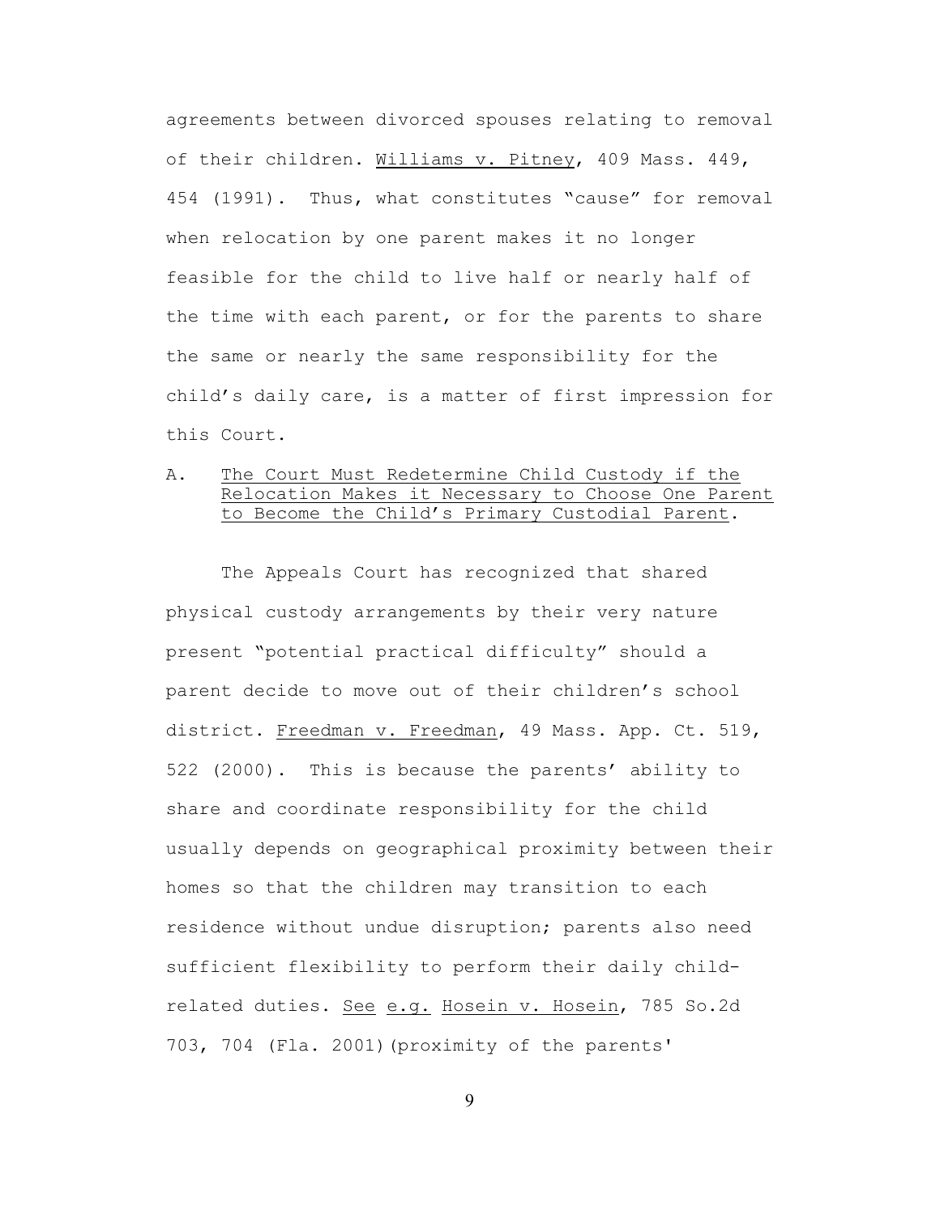agreements between divorced spouses relating to removal of their children. Williams v. Pitney, 409 Mass. 449, 454 (1991). Thus, what constitutes "cause" for removal when relocation by one parent makes it no longer feasible for the child to live half or nearly half of the time with each parent, or for the parents to share the same or nearly the same responsibility for the child's daily care, is a matter of first impression for this Court.

A. The Court Must Redetermine Child Custody if the Relocation Makes it Necessary to Choose One Parent to Become the Child's Primary Custodial Parent.

The Appeals Court has recognized that shared physical custody arrangements by their very nature present "potential practical difficulty" should a parent decide to move out of their children's school district. Freedman v. Freedman, 49 Mass. App. Ct. 519, 522 (2000). This is because the parents' ability to share and coordinate responsibility for the child usually depends on geographical proximity between their homes so that the children may transition to each residence without undue disruption; parents also need sufficient flexibility to perform their daily child-related duties. See e.g. Hosein v. Hosein, 785 So.2d 703, 704 (Fla. 2001)(proximity of the parents'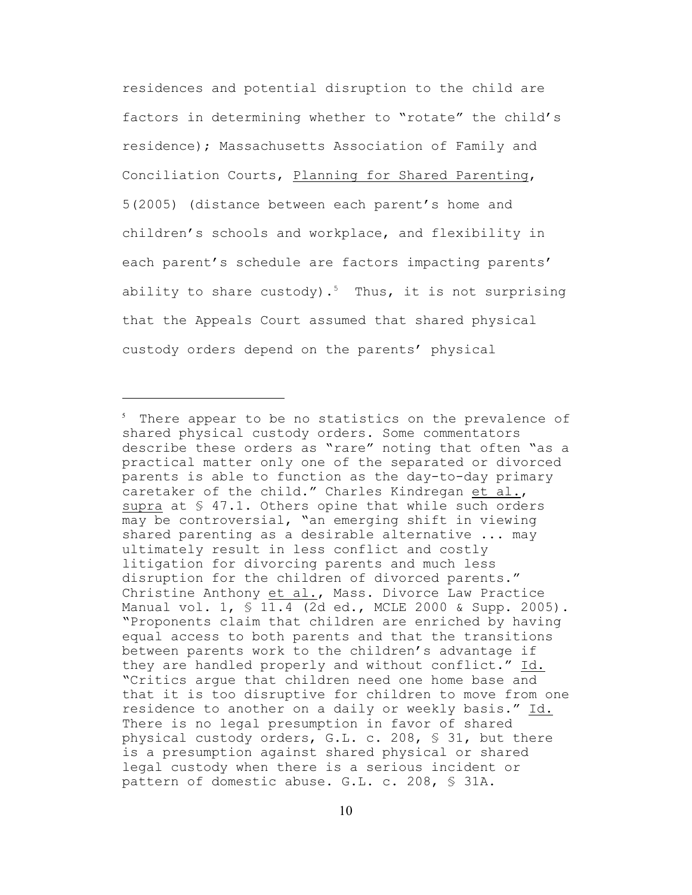residences and potential disruption to the child are factors in determining whether to "rotate" the child's residence); Massachusetts Association of Family and Conciliation Courts, Planning for Shared Parenting, 5(2005) (distance between each parent's home and children's schools and workplace, and flexibility in each parent's schedule are factors impacting parents' ability to share custody).[5] Thus, it is not surprising that the Appeals Court assumed that shared physical custody orders depend on the parents' physical

---

[5] There appear to be no statistics on the prevalence of shared physical custody orders. Some commentators describe these orders as "rare" noting that often "as a practical matter only one of the separated or divorced parents is able to function as the day-to-day primary caretaker of the child." Charles Kindregan et al., supra at § 47.1. Others opine that while such orders may be controversial, "an emerging shift in viewing shared parenting as a desirable alternative ... may ultimately result in less conflict and costly litigation for divorcing parents and much less disruption for the children of divorced parents." Christine Anthony et al., Mass. Divorce Law Practice Manual vol. 1, § 11.4 (2d ed., MCLE 2000 & Supp. 2005). "Proponents claim that children are enriched by having equal access to both parents and that the transitions between parents work to the children's advantage if they are handled properly and without conflict." Id. "Critics argue that children need one home base and that it is too disruptive for children to move from one residence to another on a daily or weekly basis." Id. There is no legal presumption in favor of shared physical custody orders, G.L. c. 208, § 31, but there is a presumption against shared physical or shared legal custody when there is a serious incident or pattern of domestic abuse. G.L. c. 208, § 31A.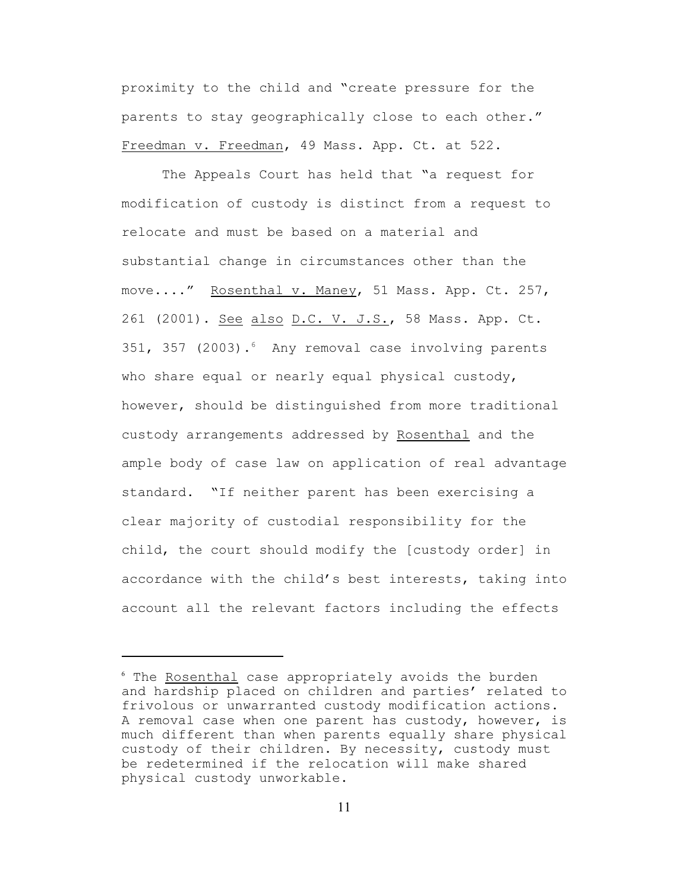proximity to the child and "create pressure for the parents to stay geographically close to each other." Freedman v. Freedman, 49 Mass. App. Ct. at 522.

The Appeals Court has held that "a request for modification of custody is distinct from a request to relocate and must be based on a material and substantial change in circumstances other than the move...." Rosenthal v. Maney, 51 Mass. App. Ct. 257, 261 (2001). See also D.C. V. J.S., 58 Mass. App. Ct. 351, 357 (2003).[6] Any removal case involving parents who share equal or nearly equal physical custody, however, should be distinguished from more traditional custody arrangements addressed by Rosenthal and the ample body of case law on application of real advantage standard. "If neither parent has been exercising a clear majority of custodial responsibility for the child, the court should modify the [custody order] in accordance with the child's best interests, taking into account all the relevant factors including the effects

---

[6] The Rosenthal case appropriately avoids the burden and hardship placed on children and parties' related to frivolous or unwarranted custody modification actions. A removal case when one parent has custody, however, is much different than when parents equally share physical custody of their children. By necessity, custody must be redetermined if the relocation will make shared physical custody unworkable.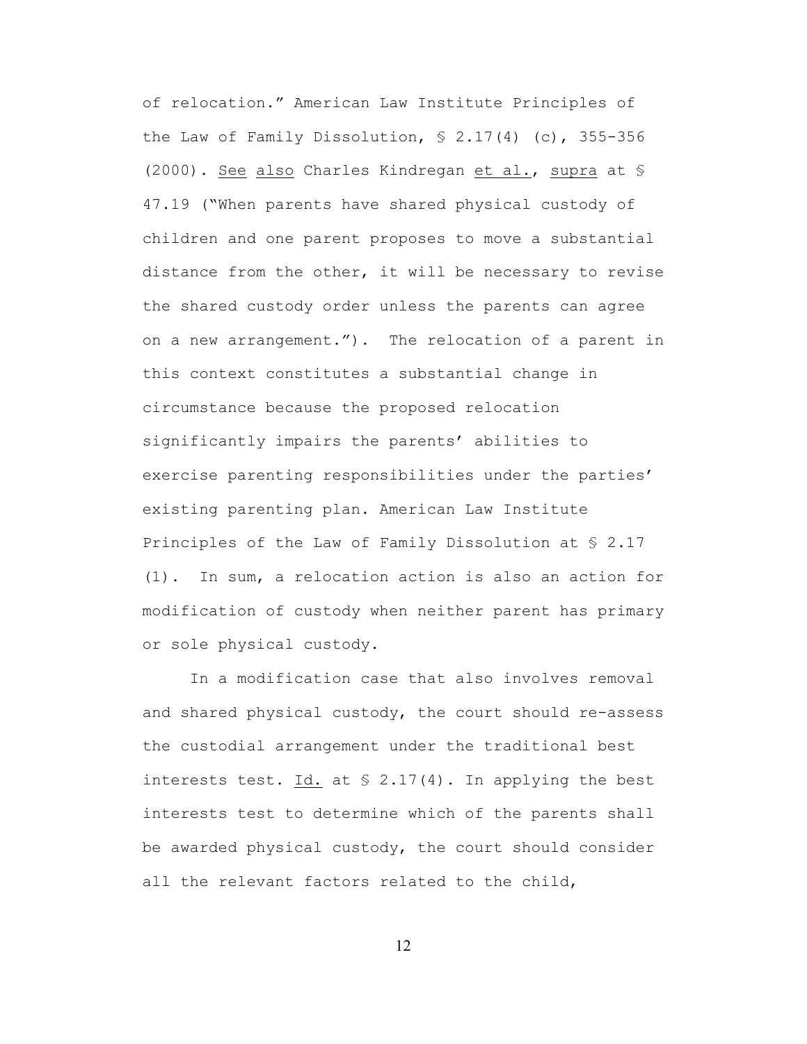of relocation." American Law Institute Principles of the Law of Family Dissolution, § 2.17(4) (c), 355-356 (2000). <u>See</u> <u>also</u> Charles Kindregan <u>et al.</u>, <u>supra</u> at § 47.19 ("When parents have shared physical custody of children and one parent proposes to move a substantial distance from the other, it will be necessary to revise the shared custody order unless the parents can agree on a new arrangement."). The relocation of a parent in this context constitutes a substantial change in circumstance because the proposed relocation significantly impairs the parents' abilities to exercise parenting responsibilities under the parties' existing parenting plan. American Law Institute Principles of the Law of Family Dissolution at § 2.17 (1). In sum, a relocation action is also an action for modification of custody when neither parent has primary or sole physical custody.

In a modification case that also involves removal and shared physical custody, the court should re-assess the custodial arrangement under the traditional best interests test. <u>Id.</u> at § 2.17(4). In applying the best interests test to determine which of the parents shall be awarded physical custody, the court should consider all the relevant factors related to the child,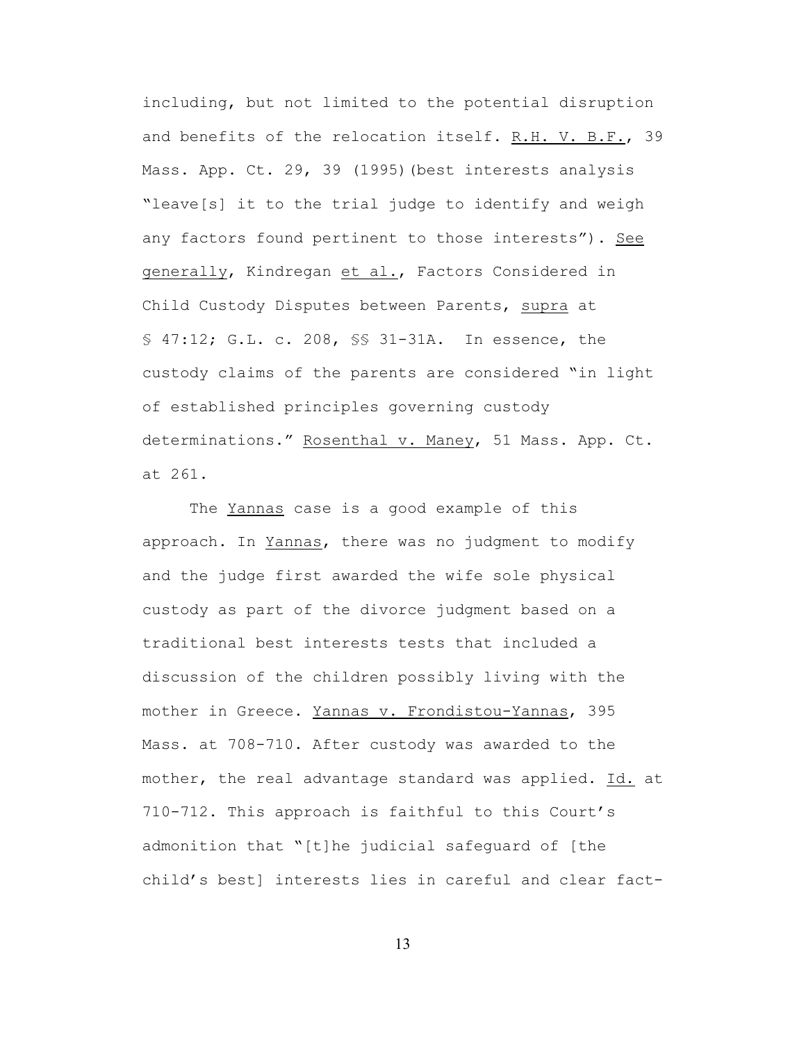including, but not limited to the potential disruption and benefits of the relocation itself. R.H. V. B.F., 39 Mass. App. Ct. 29, 39 (1995)(best interests analysis "leave[s] it to the trial judge to identify and weigh any factors found pertinent to those interests"). See generally, Kindregan et al., Factors Considered in Child Custody Disputes between Parents, supra at § 47:12; G.L. c. 208, §§ 31-31A. In essence, the custody claims of the parents are considered "in light of established principles governing custody determinations." Rosenthal v. Maney, 51 Mass. App. Ct. at 261.

The Yannas case is a good example of this approach. In Yannas, there was no judgment to modify and the judge first awarded the wife sole physical custody as part of the divorce judgment based on a traditional best interests tests that included a discussion of the children possibly living with the mother in Greece. Yannas v. Frondistou-Yannas, 395 Mass. at 708-710. After custody was awarded to the mother, the real advantage standard was applied. Id. at 710-712. This approach is faithful to this Court's admonition that "[t]he judicial safeguard of [the child's best] interests lies in careful and clear fact-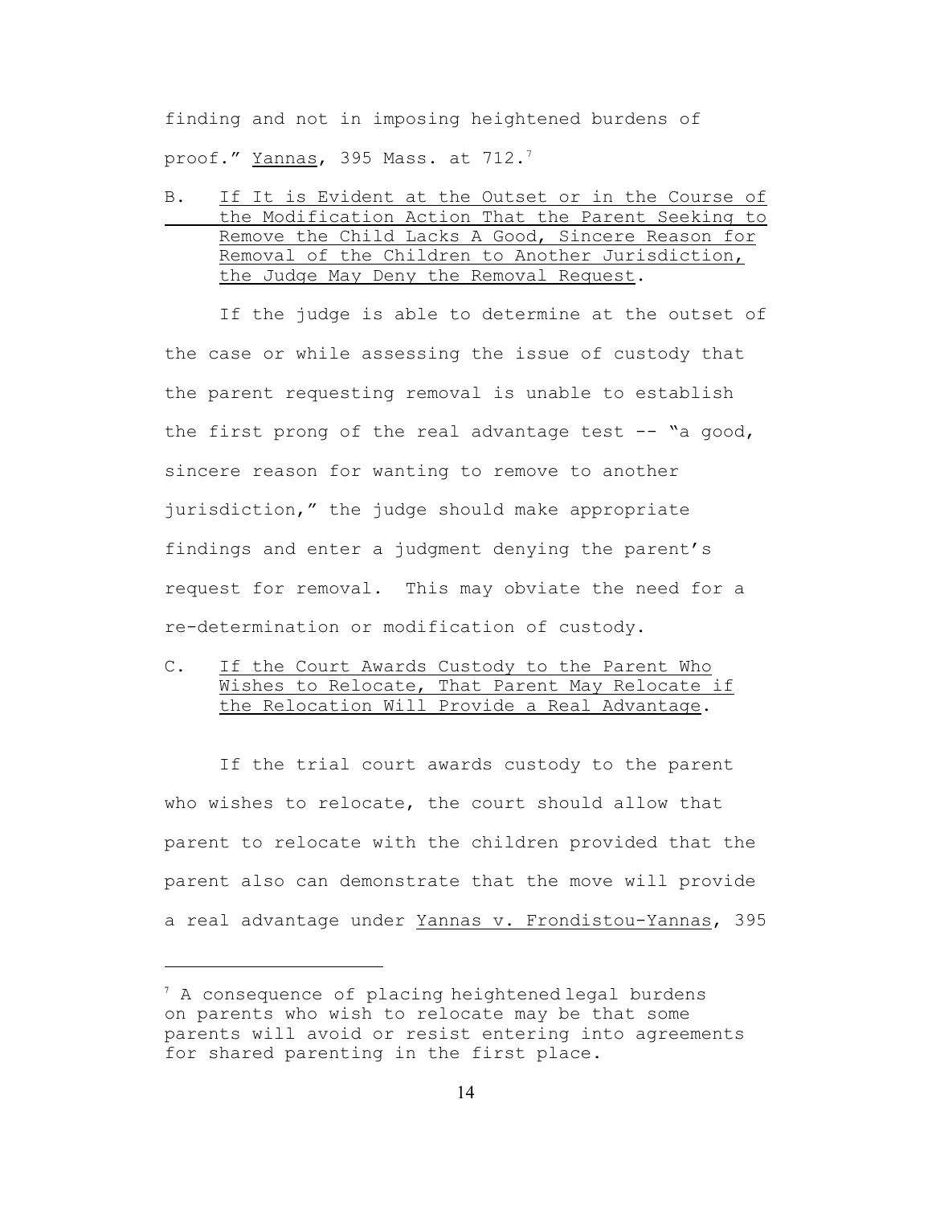finding and not in imposing heightened burdens of proof." Yannas, 395 Mass. at 712.[7]

B. If It is Evident at the Outset or in the Course of the Modification Action That the Parent Seeking to Remove the Child Lacks A Good, Sincere Reason for Removal of the Children to Another Jurisdiction, the Judge May Deny the Removal Request.

If the judge is able to determine at the outset of the case or while assessing the issue of custody that the parent requesting removal is unable to establish the first prong of the real advantage test -- "a good, sincere reason for wanting to remove to another jurisdiction," the judge should make appropriate findings and enter a judgment denying the parent's request for removal. This may obviate the need for a re-determination or modification of custody.

C. If the Court Awards Custody to the Parent Who Wishes to Relocate, That Parent May Relocate if the Relocation Will Provide a Real Advantage.

If the trial court awards custody to the parent who wishes to relocate, the court should allow that parent to relocate with the children provided that the parent also can demonstrate that the move will provide a real advantage under Yannas v. Frondistou-Yannas, 395

---

[7] A consequence of placing heightened legal burdens on parents who wish to relocate may be that some parents will avoid or resist entering into agreements for shared parenting in the first place.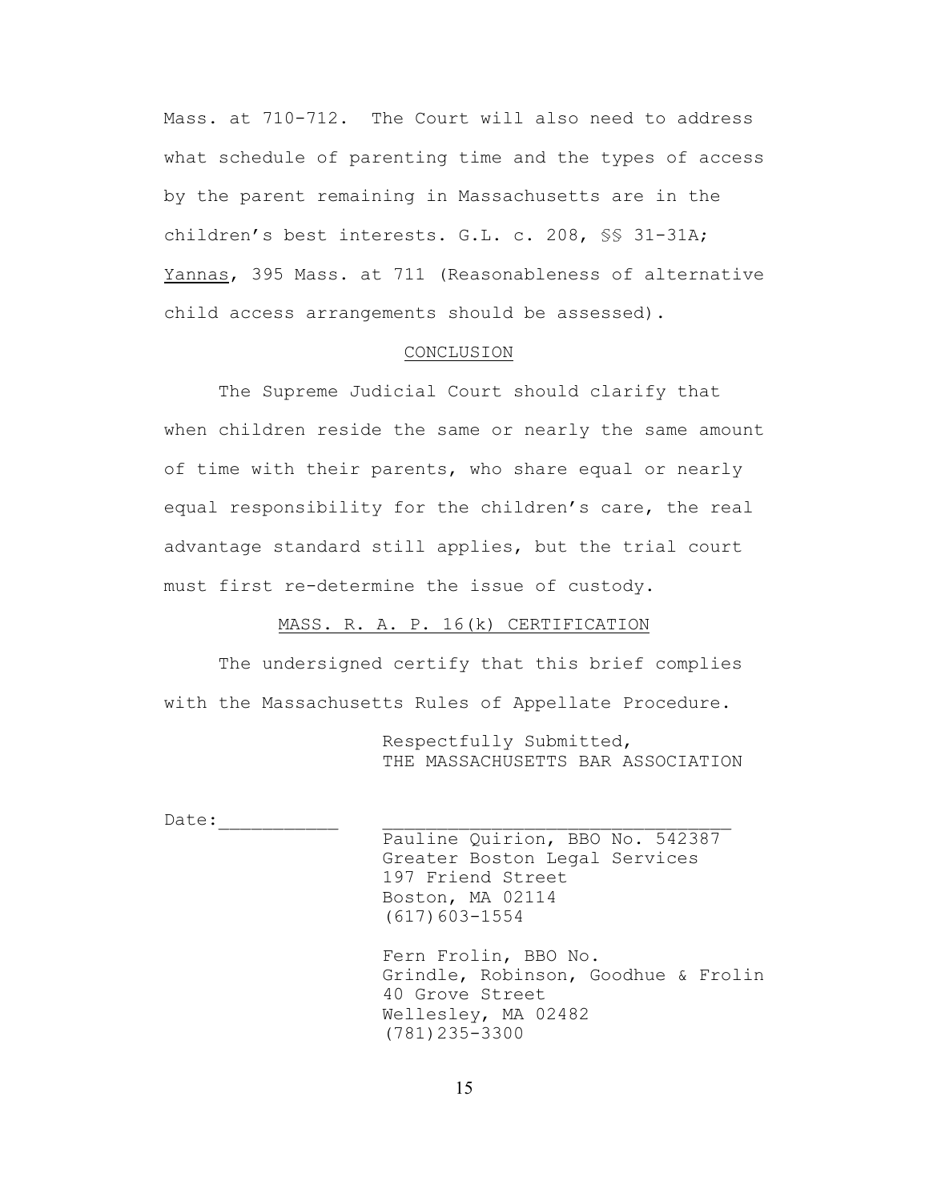Mass. at 710-712. The Court will also need to address what schedule of parenting time and the types of access by the parent remaining in Massachusetts are in the children's best interests. G.L. c. 208, §§ 31-31A; Yannas, 395 Mass. at 711 (Reasonableness of alternative child access arrangements should be assessed).

## CONCLUSION

The Supreme Judicial Court should clarify that when children reside the same or nearly the same amount of time with their parents, who share equal or nearly equal responsibility for the children's care, the real advantage standard still applies, but the trial court must first re-determine the issue of custody.

## MASS. R. A. P. 16(k) CERTIFICATION

The undersigned certify that this brief complies with the Massachusetts Rules of Appellate Procedure.

Respectfully Submitted,
THE MASSACHUSETTS BAR ASSOCIATION

Date:___________ ________________________________

Pauline Quirion, BBO No. 542387
Greater Boston Legal Services
197 Friend Street
Boston, MA 02114
(617)603-1554

Fern Frolin, BBO No.
Grindle, Robinson, Goodhue & Frolin
40 Grove Street
Wellesley, MA 02482
(781)235-3300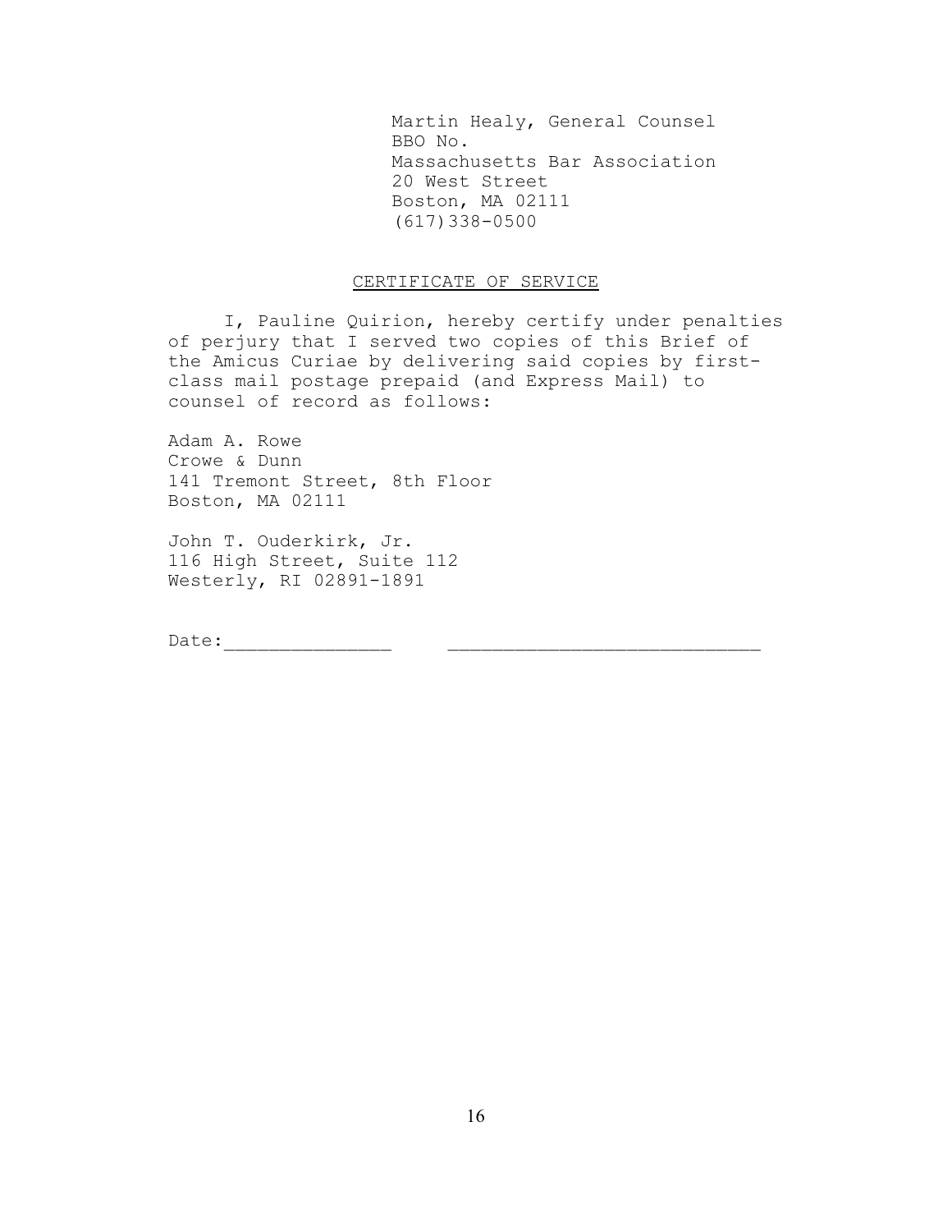Martin Healy, General Counsel
BBO No.
Massachusetts Bar Association
20 West Street
Boston, MA 02111
(617)338-0500

## CERTIFICATE OF SERVICE

I, Pauline Quirion, hereby certify under penalties of perjury that I served two copies of this Brief of the Amicus Curiae by delivering said copies by first-class mail postage prepaid (and Express Mail) to counsel of record as follows:

Adam A. Rowe
Crowe & Dunn
141 Tremont Street, 8th Floor
Boston, MA 02111

John T. Ouderkirk, Jr.
116 High Street, Suite 112
Westerly, RI 02891-1891

Date:_______________ ____________________________